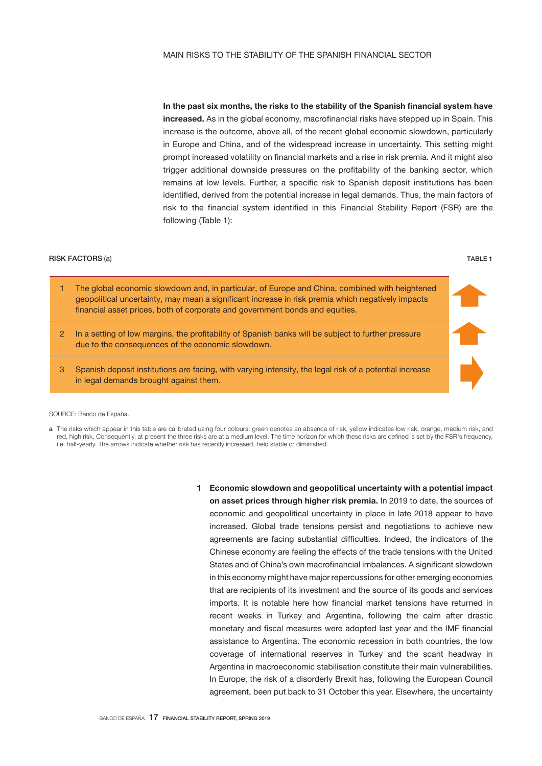## MAIN RISKS TO THE STABILITY OF THE SPANISH FINANCIAL SECTOR

**In the past six months, the risks to the stability of the Spanish financial system have increased.** As in the global economy, macrofinancial risks have stepped up in Spain. This increase is the outcome, above all, of the recent global economic slowdown, particularly in Europe and China, and of the widespread increase in uncertainty. This setting might prompt increased volatility on financial markets and a rise in risk premia. And it might also trigger additional downside pressures on the profitability of the banking sector, which remains at low levels. Further, a specific risk to Spanish deposit institutions has been identified, derived from the potential increase in legal demands. Thus, the main factors of risk to the financial system identified in this Financial Stability Report (FSR) are the following (Table 1):

**RISK FACTORS** (a) — TABLE 1

| | Risk factor | Trend |
|---|---|---|
| 1 | The global economic slowdown and, in particular, of Europe and China, combined with heightened geopolitical uncertainty, may mean a significant increase in risk premia which negatively impacts financial asset prices, both of corporate and government bonds and equities. | ↑ |
| 2 | In a setting of low margins, the profitability of Spanish banks will be subject to further pressure due to the consequences of the economic slowdown. | ↑ |
| 3 | Spanish deposit institutions are facing, with varying intensity, the legal risk of a potential increase in legal demands brought against them. | → |

SOURCE: Banco de España.

a The risks which appear in this table are calibrated using four colours: green denotes an absence of risk, yellow indicates low risk, orange, medium risk, and red, high risk. Consequently, at present the three risks are at a medium level. The time horizon for which these risks are defined is set by the FSR's frequency, i.e. half-yearly. The arrows indicate whether risk has recently increased, held stable or diminished.

1 **Economic slowdown and geopolitical uncertainty with a potential impact on asset prices through higher risk premia.** In 2019 to date, the sources of economic and geopolitical uncertainty in place in late 2018 appear to have increased. Global trade tensions persist and negotiations to achieve new agreements are facing substantial difficulties. Indeed, the indicators of the Chinese economy are feeling the effects of the trade tensions with the United States and of China's own macrofinancial imbalances. A significant slowdown in this economy might have major repercussions for other emerging economies that are recipients of its investment and the source of its goods and services imports. It is notable here how financial market tensions have returned in recent weeks in Turkey and Argentina, following the calm after drastic monetary and fiscal measures were adopted last year and the IMF financial assistance to Argentina. The economic recession in both countries, the low coverage of international reserves in Turkey and the scant headway in Argentina in macroeconomic stabilisation constitute their main vulnerabilities. In Europe, the risk of a disorderly Brexit has, following the European Council agreement, been put back to 31 October this year. Elsewhere, the uncertainty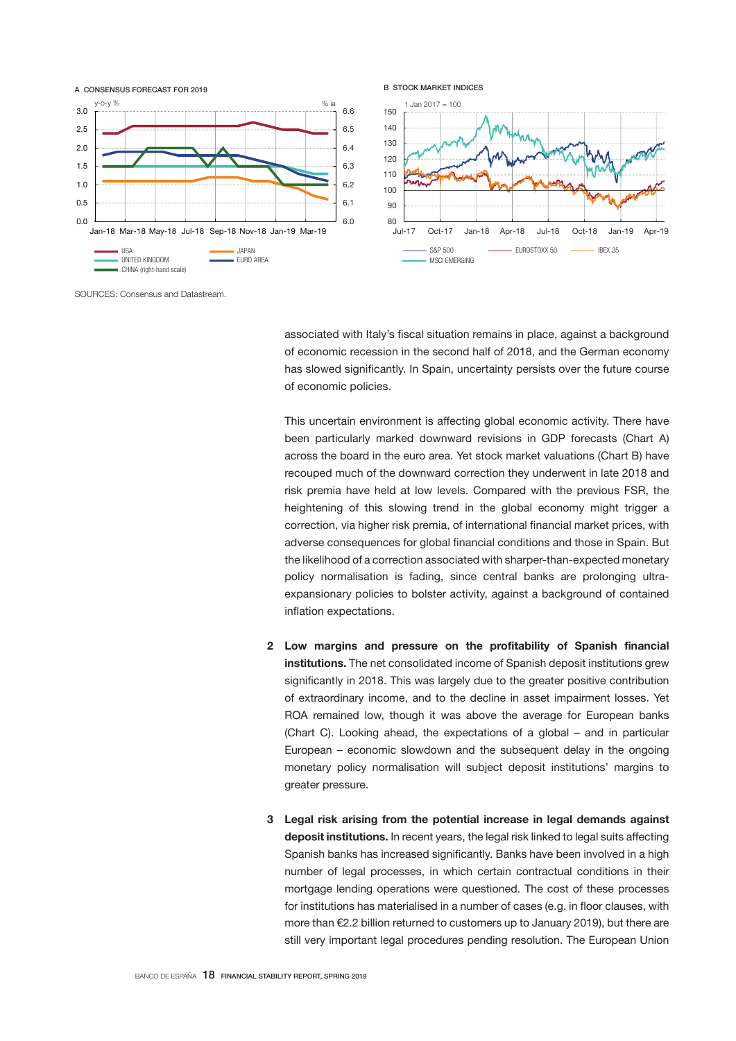A CONSENSUS FORECAST FOR 2019

B STOCK MARKET INDICES

SOURCES: Consensus and Datastream.

associated with Italy's fiscal situation remains in place, against a background of economic recession in the second half of 2018, and the German economy has slowed significantly. In Spain, uncertainty persists over the future course of economic policies.

This uncertain environment is affecting global economic activity. There have been particularly marked downward revisions in GDP forecasts (Chart A) across the board in the euro area. Yet stock market valuations (Chart B) have recouped much of the downward correction they underwent in late 2018 and risk premia have held at low levels. Compared with the previous FSR, the heightening of this slowing trend in the global economy might trigger a correction, via higher risk premia, of international financial market prices, with adverse consequences for global financial conditions and those in Spain. But the likelihood of a correction associated with sharper-than-expected monetary policy normalisation is fading, since central banks are prolonging ultra-expansionary policies to bolster activity, against a background of contained inflation expectations.

2 **Low margins and pressure on the profitability of Spanish financial institutions.** The net consolidated income of Spanish deposit institutions grew significantly in 2018. This was largely due to the greater positive contribution of extraordinary income, and to the decline in asset impairment losses. Yet ROA remained low, though it was above the average for European banks (Chart C). Looking ahead, the expectations of a global – and in particular European – economic slowdown and the subsequent delay in the ongoing monetary policy normalisation will subject deposit institutions' margins to greater pressure.

3 **Legal risk arising from the potential increase in legal demands against deposit institutions.** In recent years, the legal risk linked to legal suits affecting Spanish banks has increased significantly. Banks have been involved in a high number of legal processes, in which certain contractual conditions in their mortgage lending operations were questioned. The cost of these processes for institutions has materialised in a number of cases (e.g. in floor clauses, with more than €2.2 billion returned to customers up to January 2019), but there are still very important legal procedures pending resolution. The European Union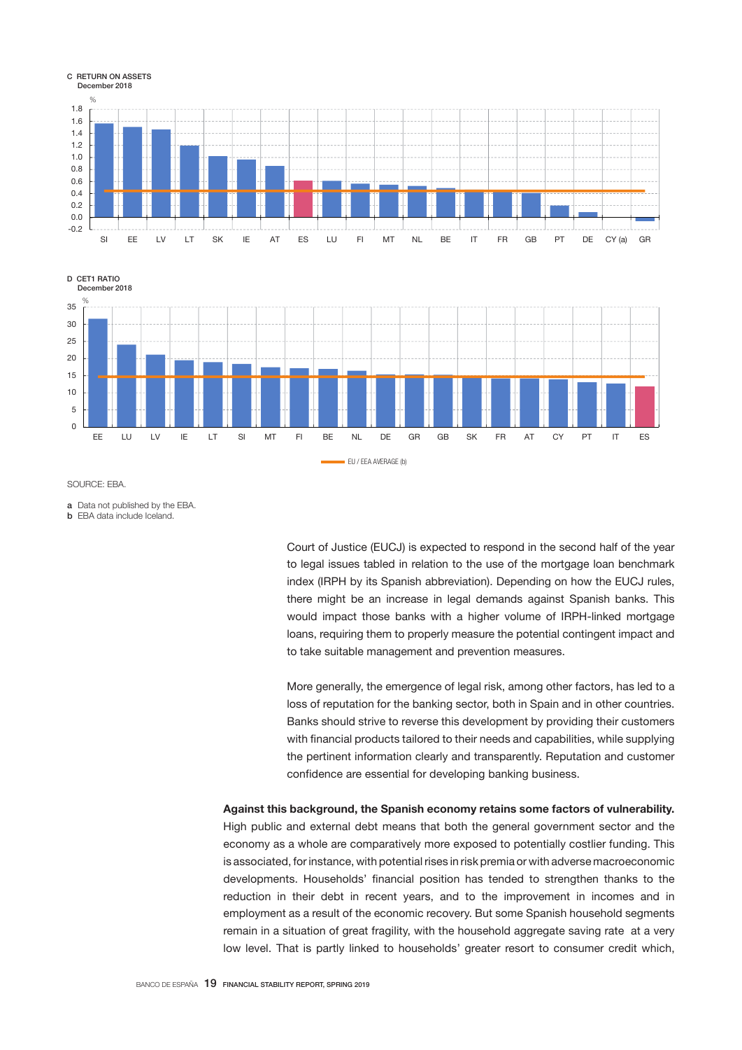C RETURN ON ASSETS
December 2018

D CET1 RATIO
December 2018

EU / EEA AVERAGE (b)

SOURCE: EBA.

a Data not published by the EBA.
b EBA data include Iceland.

Court of Justice (EUCJ) is expected to respond in the second half of the year to legal issues tabled in relation to the use of the mortgage loan benchmark index (IRPH by its Spanish abbreviation). Depending on how the EUCJ rules, there might be an increase in legal demands against Spanish banks. This would impact those banks with a higher volume of IRPH-linked mortgage loans, requiring them to properly measure the potential contingent impact and to take suitable management and prevention measures.

More generally, the emergence of legal risk, among other factors, has led to a loss of reputation for the banking sector, both in Spain and in other countries. Banks should strive to reverse this development by providing their customers with financial products tailored to their needs and capabilities, while supplying the pertinent information clearly and transparently. Reputation and customer confidence are essential for developing banking business.

**Against this background, the Spanish economy retains some factors of vulnerability.** High public and external debt means that both the general government sector and the economy as a whole are comparatively more exposed to potentially costlier funding. This is associated, for instance, with potential rises in risk premia or with adverse macroeconomic developments. Households' financial position has tended to strengthen thanks to the reduction in their debt in recent years, and to the improvement in incomes and in employment as a result of the economic recovery. But some Spanish household segments remain in a situation of great fragility, with the household aggregate saving rate at a very low level. That is partly linked to households' greater resort to consumer credit which,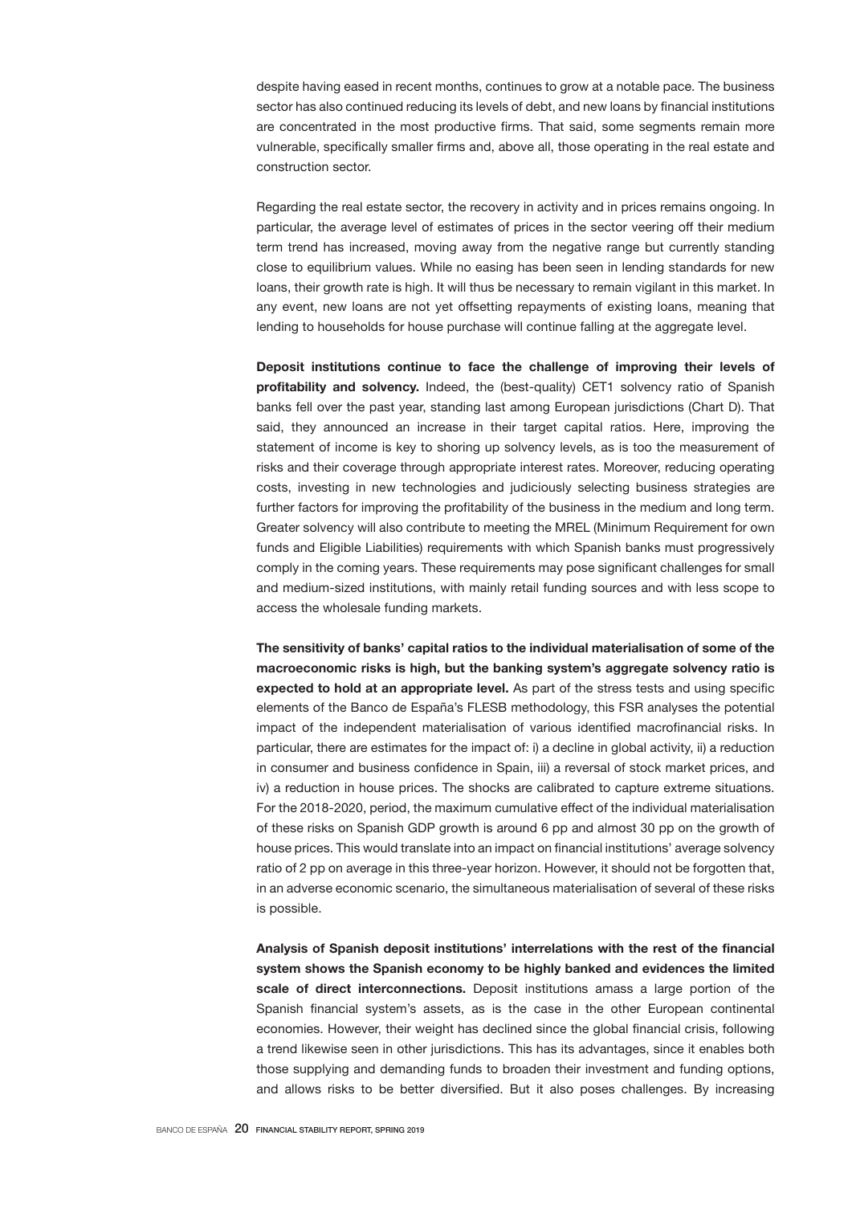despite having eased in recent months, continues to grow at a notable pace. The business sector has also continued reducing its levels of debt, and new loans by financial institutions are concentrated in the most productive firms. That said, some segments remain more vulnerable, specifically smaller firms and, above all, those operating in the real estate and construction sector.

Regarding the real estate sector, the recovery in activity and in prices remains ongoing. In particular, the average level of estimates of prices in the sector veering off their medium term trend has increased, moving away from the negative range but currently standing close to equilibrium values. While no easing has been seen in lending standards for new loans, their growth rate is high. It will thus be necessary to remain vigilant in this market. In any event, new loans are not yet offsetting repayments of existing loans, meaning that lending to households for house purchase will continue falling at the aggregate level.

**Deposit institutions continue to face the challenge of improving their levels of profitability and solvency.** Indeed, the (best-quality) CET1 solvency ratio of Spanish banks fell over the past year, standing last among European jurisdictions (Chart D). That said, they announced an increase in their target capital ratios. Here, improving the statement of income is key to shoring up solvency levels, as is too the measurement of risks and their coverage through appropriate interest rates. Moreover, reducing operating costs, investing in new technologies and judiciously selecting business strategies are further factors for improving the profitability of the business in the medium and long term. Greater solvency will also contribute to meeting the MREL (Minimum Requirement for own funds and Eligible Liabilities) requirements with which Spanish banks must progressively comply in the coming years. These requirements may pose significant challenges for small and medium-sized institutions, with mainly retail funding sources and with less scope to access the wholesale funding markets.

**The sensitivity of banks' capital ratios to the individual materialisation of some of the macroeconomic risks is high, but the banking system's aggregate solvency ratio is expected to hold at an appropriate level.** As part of the stress tests and using specific elements of the Banco de España's FLESB methodology, this FSR analyses the potential impact of the independent materialisation of various identified macrofinancial risks. In particular, there are estimates for the impact of: i) a decline in global activity, ii) a reduction in consumer and business confidence in Spain, iii) a reversal of stock market prices, and iv) a reduction in house prices. The shocks are calibrated to capture extreme situations. For the 2018-2020, period, the maximum cumulative effect of the individual materialisation of these risks on Spanish GDP growth is around 6 pp and almost 30 pp on the growth of house prices. This would translate into an impact on financial institutions' average solvency ratio of 2 pp on average in this three-year horizon. However, it should not be forgotten that, in an adverse economic scenario, the simultaneous materialisation of several of these risks is possible.

**Analysis of Spanish deposit institutions' interrelations with the rest of the financial system shows the Spanish economy to be highly banked and evidences the limited scale of direct interconnections.** Deposit institutions amass a large portion of the Spanish financial system's assets, as is the case in the other European continental economies. However, their weight has declined since the global financial crisis, following a trend likewise seen in other jurisdictions. This has its advantages, since it enables both those supplying and demanding funds to broaden their investment and funding options, and allows risks to be better diversified. But it also poses challenges. By increasing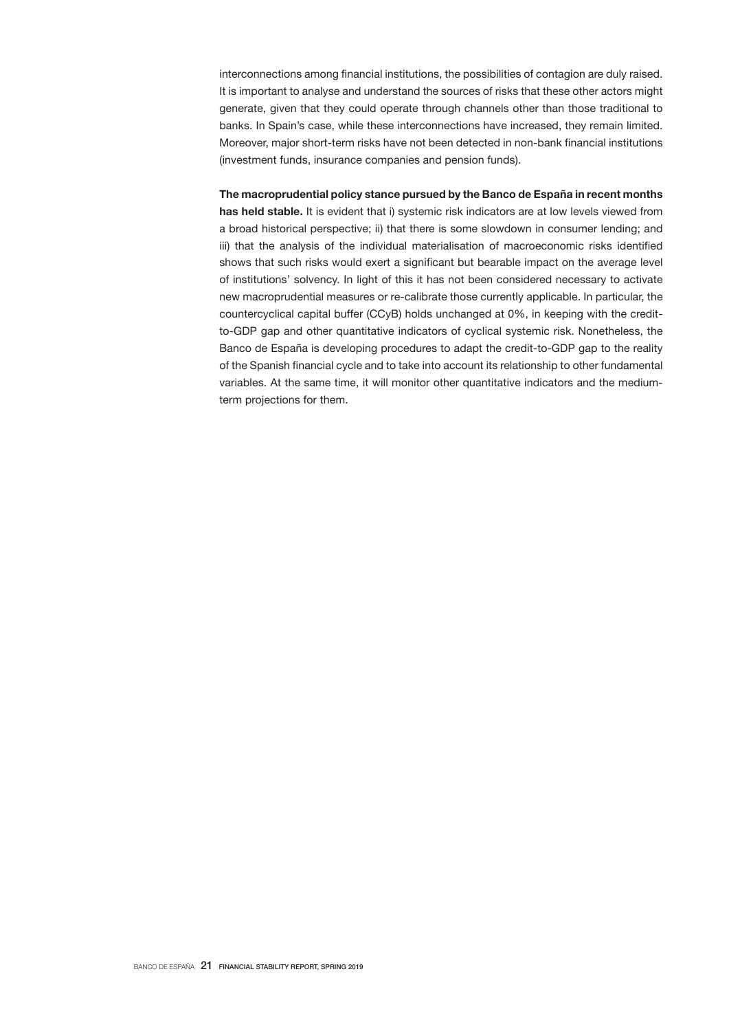interconnections among financial institutions, the possibilities of contagion are duly raised. It is important to analyse and understand the sources of risks that these other actors might generate, given that they could operate through channels other than those traditional to banks. In Spain's case, while these interconnections have increased, they remain limited. Moreover, major short-term risks have not been detected in non-bank financial institutions (investment funds, insurance companies and pension funds).

**The macroprudential policy stance pursued by the Banco de España in recent months has held stable.** It is evident that i) systemic risk indicators are at low levels viewed from a broad historical perspective; ii) that there is some slowdown in consumer lending; and iii) that the analysis of the individual materialisation of macroeconomic risks identified shows that such risks would exert a significant but bearable impact on the average level of institutions' solvency. In light of this it has not been considered necessary to activate new macroprudential measures or re-calibrate those currently applicable. In particular, the countercyclical capital buffer (CCyB) holds unchanged at 0%, in keeping with the credit-to-GDP gap and other quantitative indicators of cyclical systemic risk. Nonetheless, the Banco de España is developing procedures to adapt the credit-to-GDP gap to the reality of the Spanish financial cycle and to take into account its relationship to other fundamental variables. At the same time, it will monitor other quantitative indicators and the medium-term projections for them.